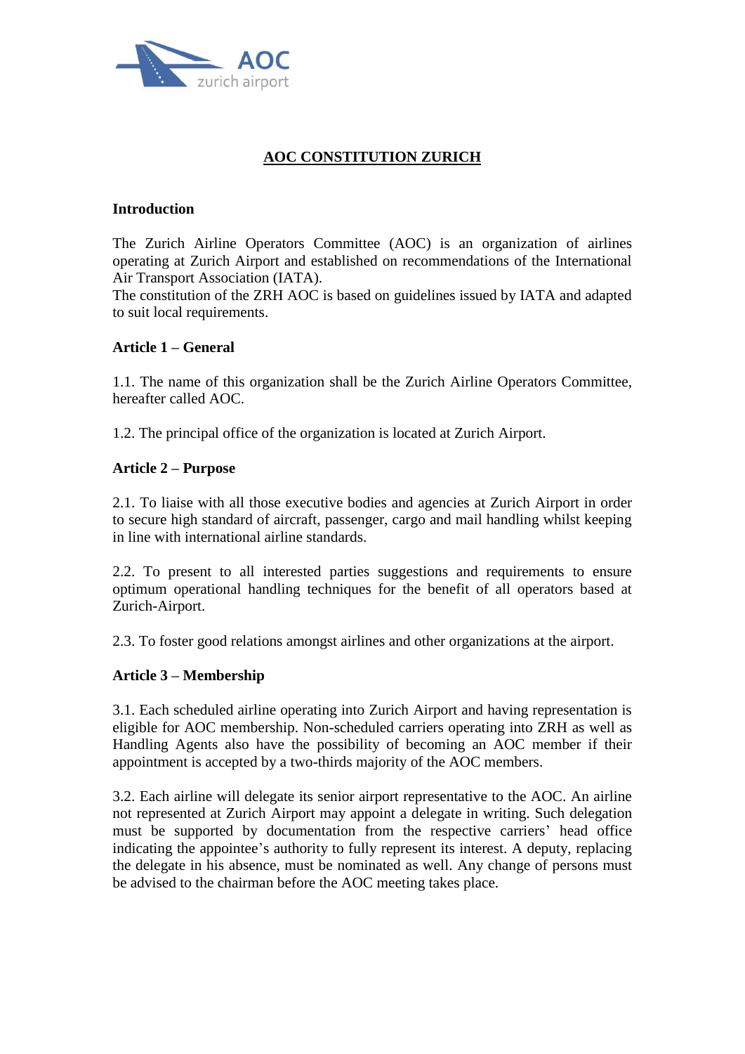# AOC CONSTITUTION ZURICH

## Introduction

The Zurich Airline Operators Committee (AOC) is an organization of airlines operating at Zurich Airport and established on recommendations of the International Air Transport Association (IATA).
The constitution of the ZRH AOC is based on guidelines issued by IATA and adapted to suit local requirements.

## Article 1 – General

1.1. The name of this organization shall be the Zurich Airline Operators Committee, hereafter called AOC.

1.2. The principal office of the organization is located at Zurich Airport.

## Article 2 – Purpose

2.1. To liaise with all those executive bodies and agencies at Zurich Airport in order to secure high standard of aircraft, passenger, cargo and mail handling whilst keeping in line with international airline standards.

2.2. To present to all interested parties suggestions and requirements to ensure optimum operational handling techniques for the benefit of all operators based at Zurich-Airport.

2.3. To foster good relations amongst airlines and other organizations at the airport.

## Article 3 – Membership

3.1. Each scheduled airline operating into Zurich Airport and having representation is eligible for AOC membership. Non-scheduled carriers operating into ZRH as well as Handling Agents also have the possibility of becoming an AOC member if their appointment is accepted by a two-thirds majority of the AOC members.

3.2. Each airline will delegate its senior airport representative to the AOC. An airline not represented at Zurich Airport may appoint a delegate in writing. Such delegation must be supported by documentation from the respective carriers' head office indicating the appointee's authority to fully represent its interest. A deputy, replacing the delegate in his absence, must be nominated as well. Any change of persons must be advised to the chairman before the AOC meeting takes place.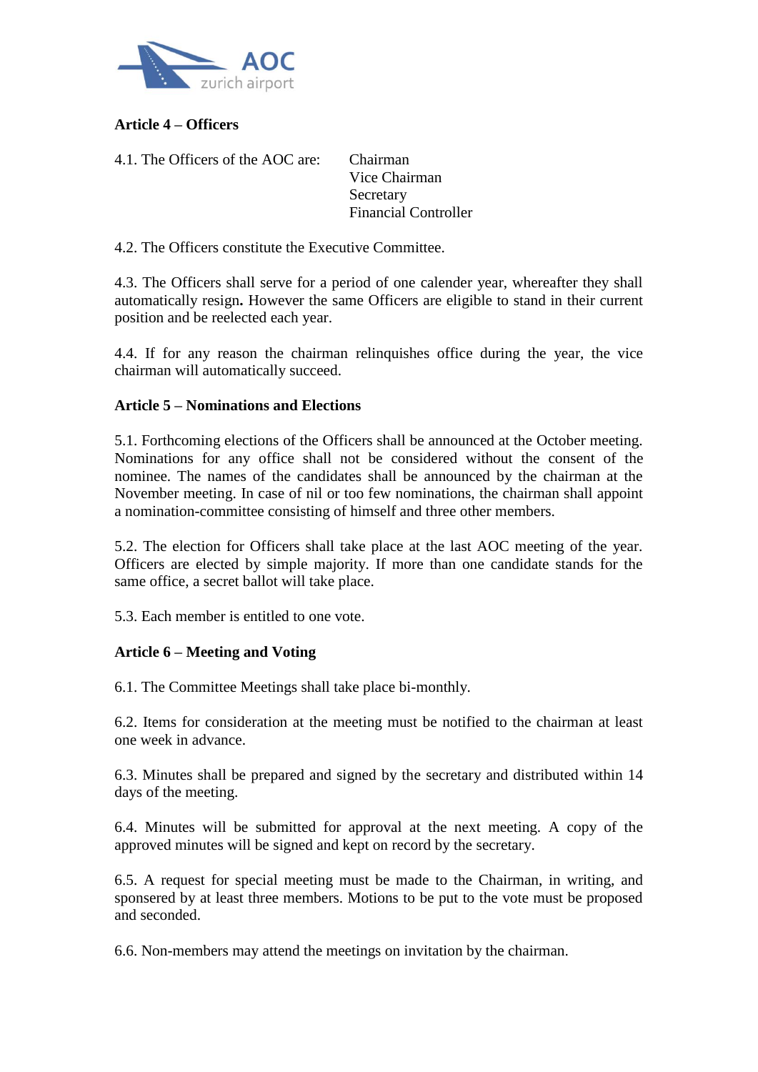**Article 4 – Officers**

4.1. The Officers of the AOC are:

- Chairman
- Vice Chairman
- Secretary
- Financial Controller

4.2. The Officers constitute the Executive Committee.

4.3. The Officers shall serve for a period of one calender year, whereafter they shall automatically resign**.** However the same Officers are eligible to stand in their current position and be reelected each year.

4.4. If for any reason the chairman relinquishes office during the year, the vice chairman will automatically succeed.

**Article 5 – Nominations and Elections**

5.1. Forthcoming elections of the Officers shall be announced at the October meeting. Nominations for any office shall not be considered without the consent of the nominee. The names of the candidates shall be announced by the chairman at the November meeting. In case of nil or too few nominations, the chairman shall appoint a nomination-committee consisting of himself and three other members.

5.2. The election for Officers shall take place at the last AOC meeting of the year. Officers are elected by simple majority. If more than one candidate stands for the same office, a secret ballot will take place.

5.3. Each member is entitled to one vote.

**Article 6 – Meeting and Voting**

6.1. The Committee Meetings shall take place bi-monthly.

6.2. Items for consideration at the meeting must be notified to the chairman at least one week in advance.

6.3. Minutes shall be prepared and signed by the secretary and distributed within 14 days of the meeting.

6.4. Minutes will be submitted for approval at the next meeting. A copy of the approved minutes will be signed and kept on record by the secretary.

6.5. A request for special meeting must be made to the Chairman, in writing, and sponsered by at least three members. Motions to be put to the vote must be proposed and seconded.

6.6. Non-members may attend the meetings on invitation by the chairman.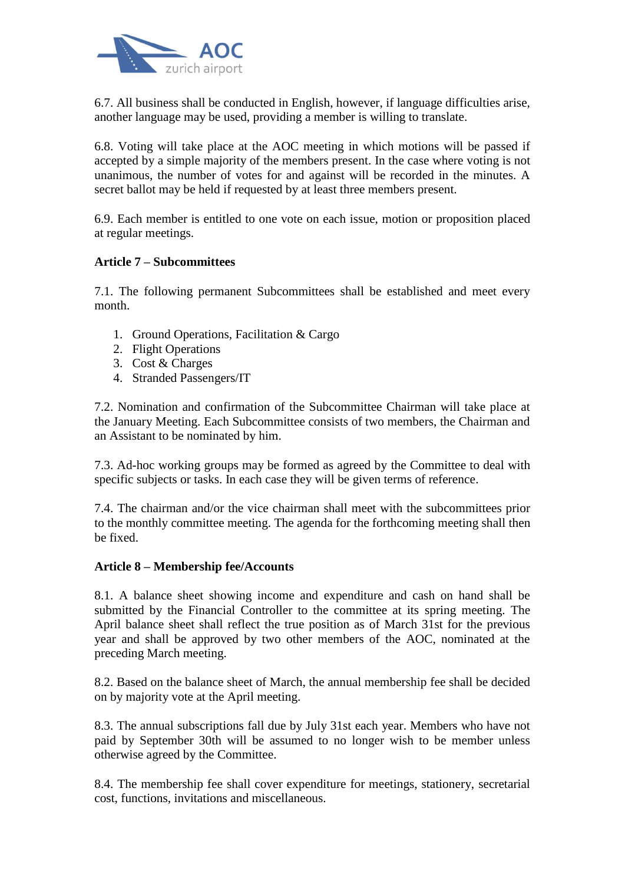6.7. All business shall be conducted in English, however, if language difficulties arise, another language may be used, providing a member is willing to translate.

6.8. Voting will take place at the AOC meeting in which motions will be passed if accepted by a simple majority of the members present. In the case where voting is not unanimous, the number of votes for and against will be recorded in the minutes. A secret ballot may be held if requested by at least three members present.

6.9. Each member is entitled to one vote on each issue, motion or proposition placed at regular meetings.

**Article 7 – Subcommittees**

7.1. The following permanent Subcommittees shall be established and meet every month.

1. Ground Operations, Facilitation & Cargo
2. Flight Operations
3. Cost & Charges
4. Stranded Passengers/IT

7.2. Nomination and confirmation of the Subcommittee Chairman will take place at the January Meeting. Each Subcommittee consists of two members, the Chairman and an Assistant to be nominated by him.

7.3. Ad-hoc working groups may be formed as agreed by the Committee to deal with specific subjects or tasks. In each case they will be given terms of reference.

7.4. The chairman and/or the vice chairman shall meet with the subcommittees prior to the monthly committee meeting. The agenda for the forthcoming meeting shall then be fixed.

**Article 8 – Membership fee/Accounts**

8.1. A balance sheet showing income and expenditure and cash on hand shall be submitted by the Financial Controller to the committee at its spring meeting. The April balance sheet shall reflect the true position as of March 31st for the previous year and shall be approved by two other members of the AOC, nominated at the preceding March meeting.

8.2. Based on the balance sheet of March, the annual membership fee shall be decided on by majority vote at the April meeting.

8.3. The annual subscriptions fall due by July 31st each year. Members who have not paid by September 30th will be assumed to no longer wish to be member unless otherwise agreed by the Committee.

8.4. The membership fee shall cover expenditure for meetings, stationery, secretarial cost, functions, invitations and miscellaneous.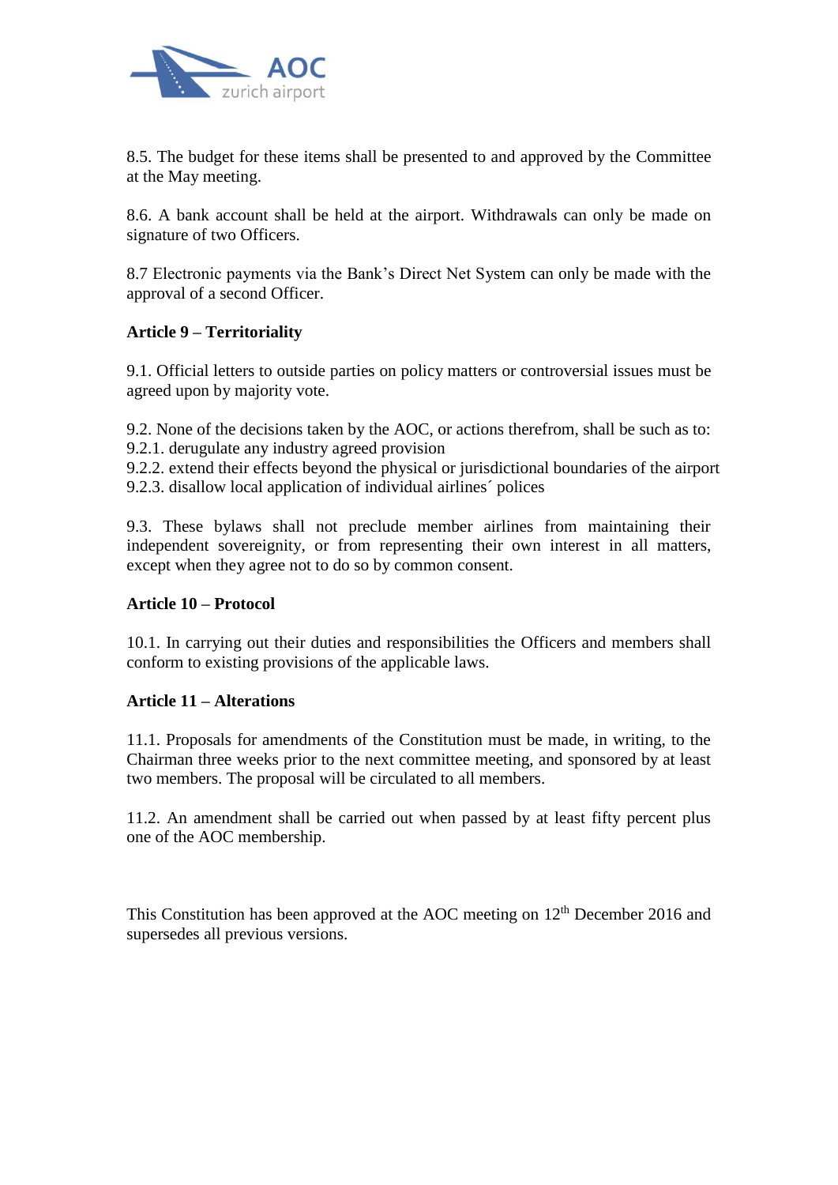8.5. The budget for these items shall be presented to and approved by the Committee at the May meeting.

8.6. A bank account shall be held at the airport. Withdrawals can only be made on signature of two Officers.

8.7 Electronic payments via the Bank's Direct Net System can only be made with the approval of a second Officer.

**Article 9 – Territoriality**

9.1. Official letters to outside parties on policy matters or controversial issues must be agreed upon by majority vote.

9.2. None of the decisions taken by the AOC, or actions therefrom, shall be such as to:
9.2.1. derugulate any industry agreed provision
9.2.2. extend their effects beyond the physical or jurisdictional boundaries of the airport
9.2.3. disallow local application of individual airlines´ polices

9.3. These bylaws shall not preclude member airlines from maintaining their independent sovereignity, or from representing their own interest in all matters, except when they agree not to do so by common consent.

**Article 10 – Protocol**

10.1. In carrying out their duties and responsibilities the Officers and members shall conform to existing provisions of the applicable laws.

**Article 11 – Alterations**

11.1. Proposals for amendments of the Constitution must be made, in writing, to the Chairman three weeks prior to the next committee meeting, and sponsored by at least two members. The proposal will be circulated to all members.

11.2. An amendment shall be carried out when passed by at least fifty percent plus one of the AOC membership.

This Constitution has been approved at the AOC meeting on 12th December 2016 and supersedes all previous versions.